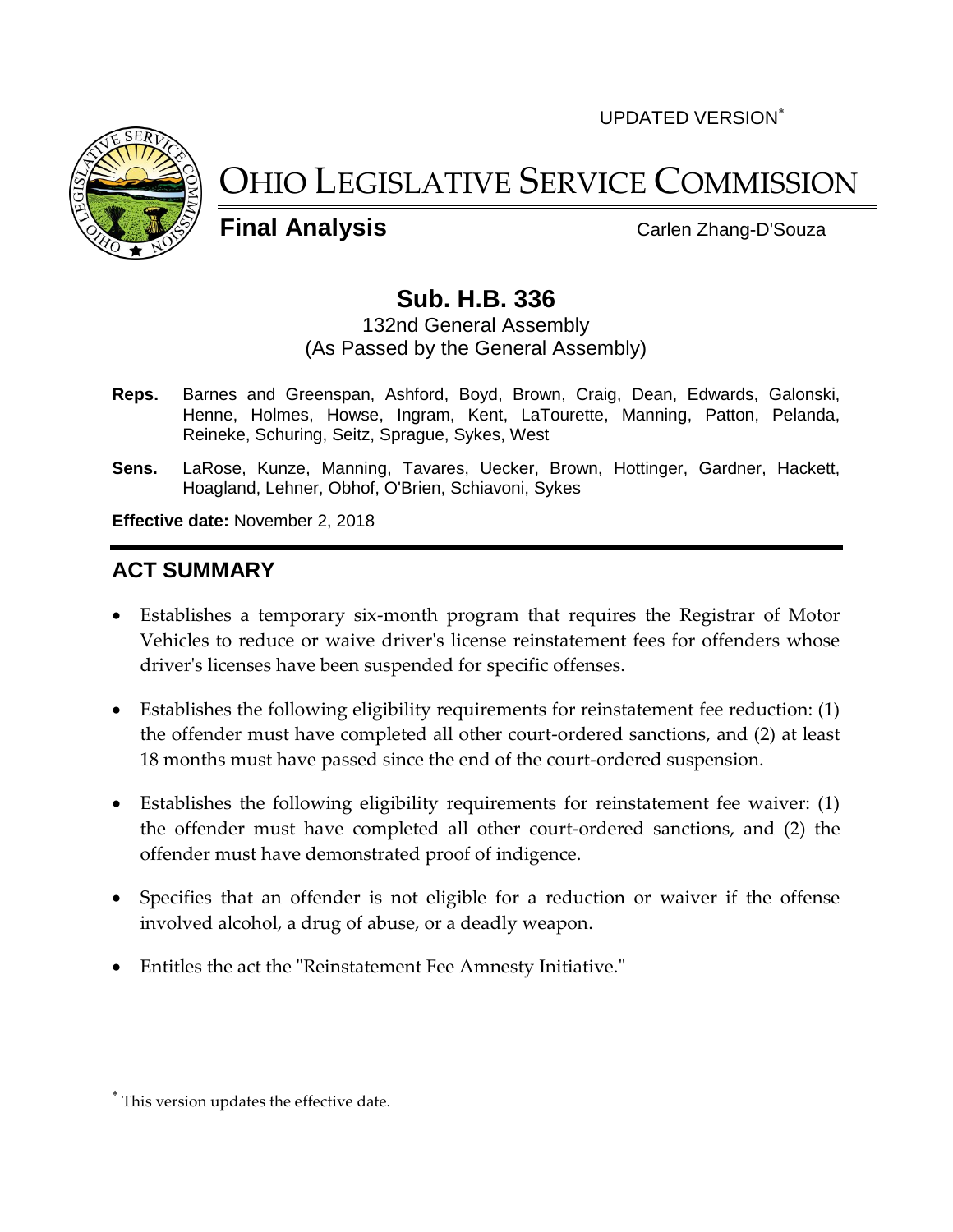UPDATED VERSION*

# OHIO LEGISLATIVE SERVICE COMMISSION

**Final Analysis** Carlen Zhang-D'Souza

## Sub. H.B. 336

132nd General Assembly
(As Passed by the General Assembly)

**Reps.** Barnes and Greenspan, Ashford, Boyd, Brown, Craig, Dean, Edwards, Galonski, Henne, Holmes, Howse, Ingram, Kent, LaTourette, Manning, Patton, Pelanda, Reineke, Schuring, Seitz, Sprague, Sykes, West

**Sens.** LaRose, Kunze, Manning, Tavares, Uecker, Brown, Hottinger, Gardner, Hackett, Hoagland, Lehner, Obhof, O'Brien, Schiavoni, Sykes

**Effective date:** November 2, 2018

## ACT SUMMARY

- Establishes a temporary six-month program that requires the Registrar of Motor Vehicles to reduce or waive driver's license reinstatement fees for offenders whose driver's licenses have been suspended for specific offenses.
- Establishes the following eligibility requirements for reinstatement fee reduction: (1) the offender must have completed all other court-ordered sanctions, and (2) at least 18 months must have passed since the end of the court-ordered suspension.
- Establishes the following eligibility requirements for reinstatement fee waiver: (1) the offender must have completed all other court-ordered sanctions, and (2) the offender must have demonstrated proof of indigence.
- Specifies that an offender is not eligible for a reduction or waiver if the offense involved alcohol, a drug of abuse, or a deadly weapon.
- Entitles the act the "Reinstatement Fee Amnesty Initiative."

* This version updates the effective date.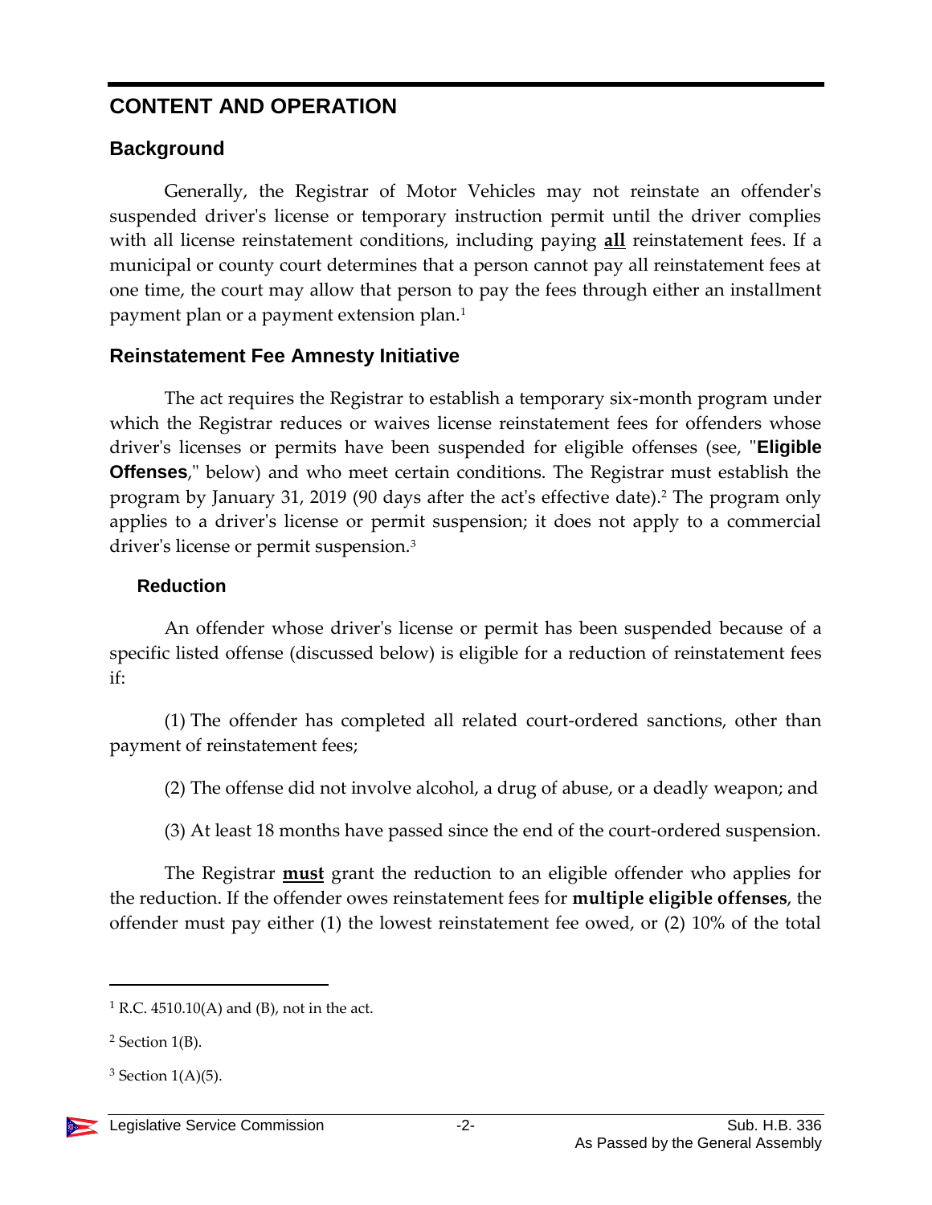## CONTENT AND OPERATION

### Background

Generally, the Registrar of Motor Vehicles may not reinstate an offender's suspended driver's license or temporary instruction permit until the driver complies with all license reinstatement conditions, including paying **all** reinstatement fees. If a municipal or county court determines that a person cannot pay all reinstatement fees at one time, the court may allow that person to pay the fees through either an installment payment plan or a payment extension plan.[1]

### Reinstatement Fee Amnesty Initiative

The act requires the Registrar to establish a temporary six-month program under which the Registrar reduces or waives license reinstatement fees for offenders whose driver's licenses or permits have been suspended for eligible offenses (see, "**Eligible Offenses**," below) and who meet certain conditions. The Registrar must establish the program by January 31, 2019 (90 days after the act's effective date).[2] The program only applies to a driver's license or permit suspension; it does not apply to a commercial driver's license or permit suspension.[3]

#### Reduction

An offender whose driver's license or permit has been suspended because of a specific listed offense (discussed below) is eligible for a reduction of reinstatement fees if:

(1) The offender has completed all related court-ordered sanctions, other than payment of reinstatement fees;

(2) The offense did not involve alcohol, a drug of abuse, or a deadly weapon; and

(3) At least 18 months have passed since the end of the court-ordered suspension.

The Registrar **must** grant the reduction to an eligible offender who applies for the reduction. If the offender owes reinstatement fees for **multiple eligible offenses**, the offender must pay either (1) the lowest reinstatement fee owed, or (2) 10% of the total

---

[1] R.C. 4510.10(A) and (B), not in the act.

[2] Section 1(B).

[3] Section 1(A)(5).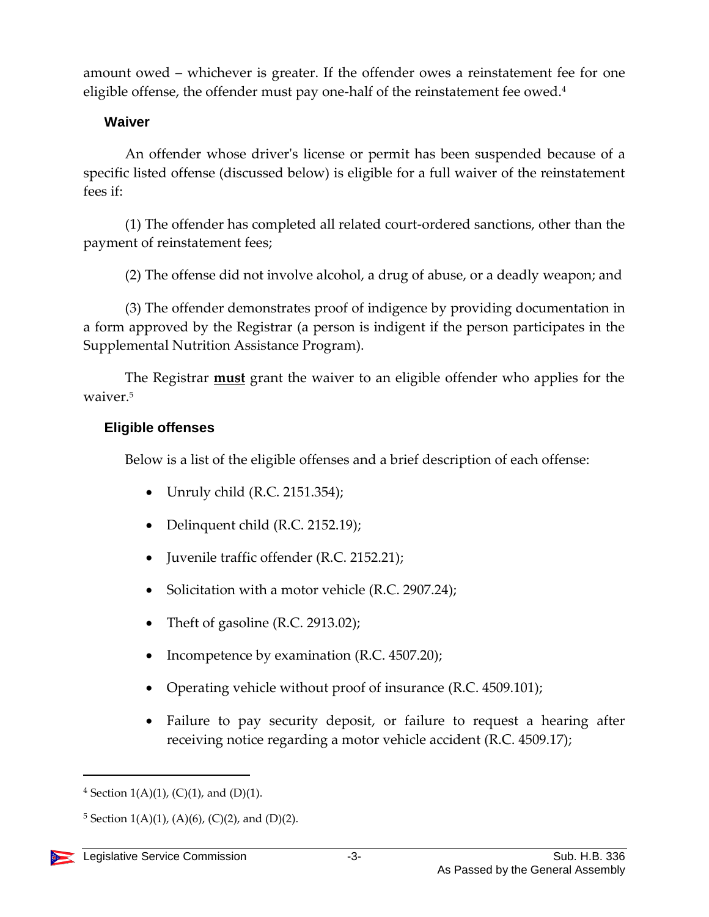amount owed – whichever is greater. If the offender owes a reinstatement fee for one eligible offense, the offender must pay one-half of the reinstatement fee owed.[4]

### Waiver

An offender whose driver's license or permit has been suspended because of a specific listed offense (discussed below) is eligible for a full waiver of the reinstatement fees if:

(1) The offender has completed all related court-ordered sanctions, other than the payment of reinstatement fees;

(2) The offense did not involve alcohol, a drug of abuse, or a deadly weapon; and

(3) The offender demonstrates proof of indigence by providing documentation in a form approved by the Registrar (a person is indigent if the person participates in the Supplemental Nutrition Assistance Program).

The Registrar **must** grant the waiver to an eligible offender who applies for the waiver.[5]

### Eligible offenses

Below is a list of the eligible offenses and a brief description of each offense:

- Unruly child (R.C. 2151.354);
- Delinquent child (R.C. 2152.19);
- Juvenile traffic offender (R.C. 2152.21);
- Solicitation with a motor vehicle (R.C. 2907.24);
- Theft of gasoline (R.C. 2913.02);
- Incompetence by examination (R.C. 4507.20);
- Operating vehicle without proof of insurance (R.C. 4509.101);
- Failure to pay security deposit, or failure to request a hearing after receiving notice regarding a motor vehicle accident (R.C. 4509.17);

[4] Section 1(A)(1), (C)(1), and (D)(1).

[5] Section 1(A)(1), (A)(6), (C)(2), and (D)(2).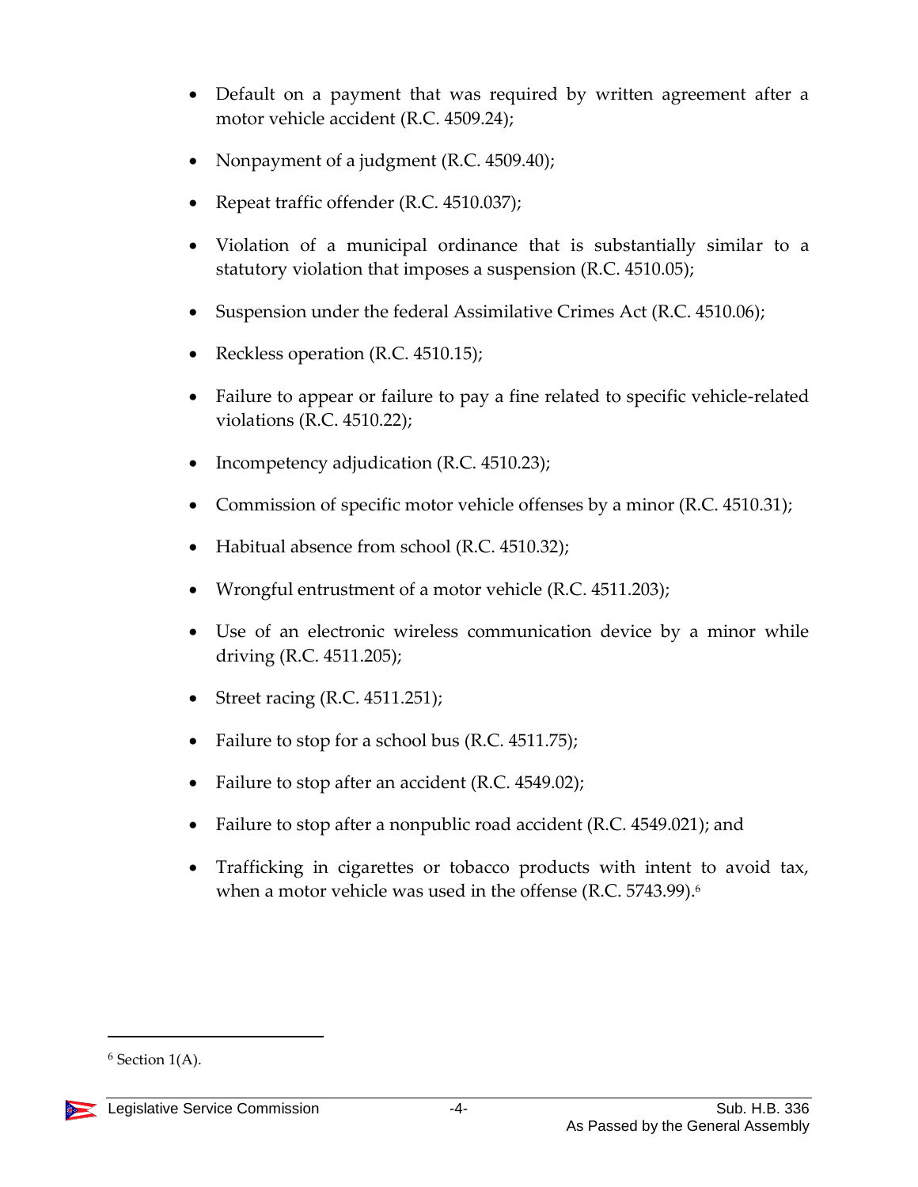- Default on a payment that was required by written agreement after a motor vehicle accident (R.C. 4509.24);
- Nonpayment of a judgment (R.C. 4509.40);
- Repeat traffic offender (R.C. 4510.037);
- Violation of a municipal ordinance that is substantially similar to a statutory violation that imposes a suspension (R.C. 4510.05);
- Suspension under the federal Assimilative Crimes Act (R.C. 4510.06);
- Reckless operation (R.C. 4510.15);
- Failure to appear or failure to pay a fine related to specific vehicle-related violations (R.C. 4510.22);
- Incompetency adjudication (R.C. 4510.23);
- Commission of specific motor vehicle offenses by a minor (R.C. 4510.31);
- Habitual absence from school (R.C. 4510.32);
- Wrongful entrustment of a motor vehicle (R.C. 4511.203);
- Use of an electronic wireless communication device by a minor while driving (R.C. 4511.205);
- Street racing (R.C. 4511.251);
- Failure to stop for a school bus (R.C. 4511.75);
- Failure to stop after an accident (R.C. 4549.02);
- Failure to stop after a nonpublic road accident (R.C. 4549.021); and
- Trafficking in cigarettes or tobacco products with intent to avoid tax, when a motor vehicle was used in the offense (R.C. 5743.99).[6]

---

[6] Section 1(A).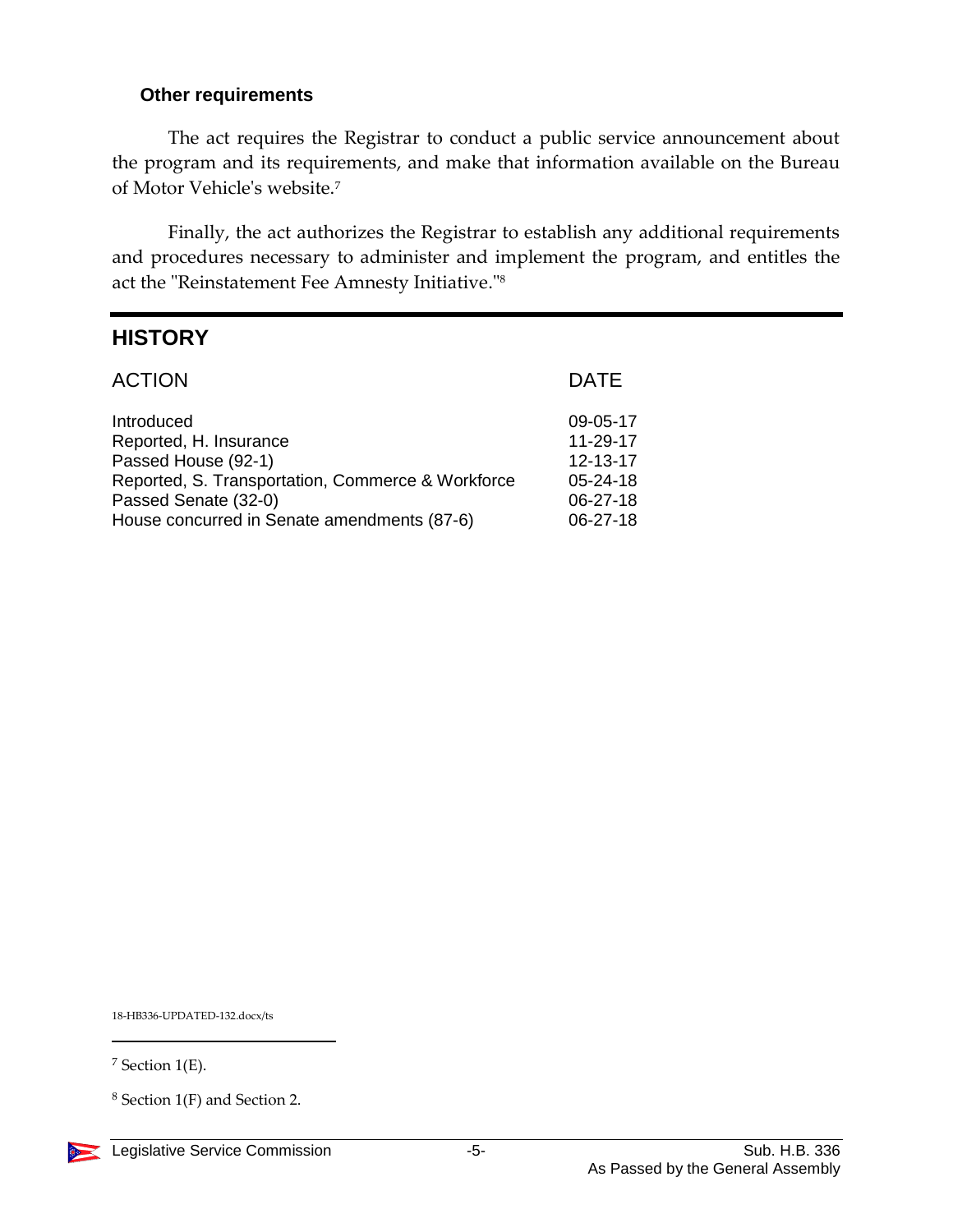### Other requirements

The act requires the Registrar to conduct a public service announcement about the program and its requirements, and make that information available on the Bureau of Motor Vehicle's website.[7]

Finally, the act authorizes the Registrar to establish any additional requirements and procedures necessary to administer and implement the program, and entitles the act the "Reinstatement Fee Amnesty Initiative."[8]

## HISTORY

| ACTION | DATE |
|---|---|
| Introduced | 09-05-17 |
| Reported, H. Insurance | 11-29-17 |
| Passed House (92-1) | 12-13-17 |
| Reported, S. Transportation, Commerce & Workforce | 05-24-18 |
| Passed Senate (32-0) | 06-27-18 |
| House concurred in Senate amendments (87-6) | 06-27-18 |

18-HB336-UPDATED-132.docx/ts

[7] Section 1(E).

[8] Section 1(F) and Section 2.